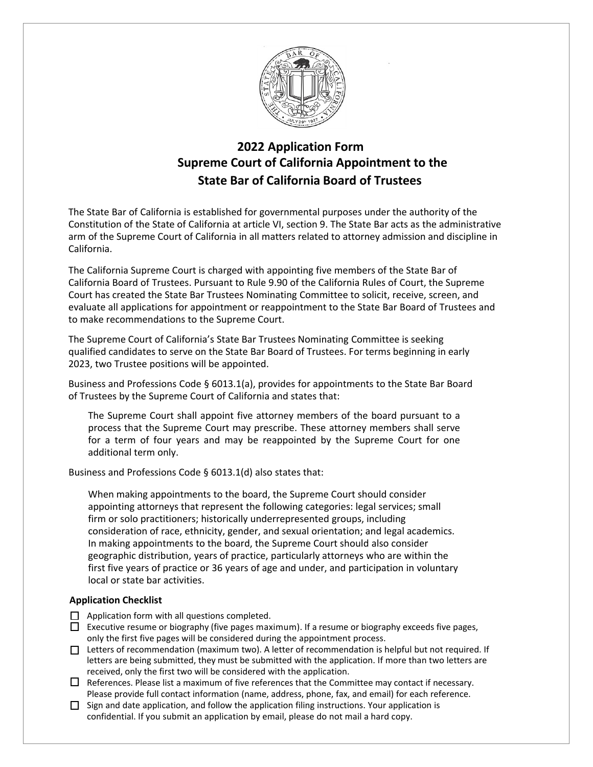# 2022 Application Form
# Supreme Court of California Appointment to the State Bar of California Board of Trustees

The State Bar of California is established for governmental purposes under the authority of the Constitution of the State of California at article VI, section 9. The State Bar acts as the administrative arm of the Supreme Court of California in all matters related to attorney admission and discipline in California.

The California Supreme Court is charged with appointing five members of the State Bar of California Board of Trustees. Pursuant to Rule 9.90 of the California Rules of Court, the Supreme Court has created the State Bar Trustees Nominating Committee to solicit, receive, screen, and evaluate all applications for appointment or reappointment to the State Bar Board of Trustees and to make recommendations to the Supreme Court.

The Supreme Court of California's State Bar Trustees Nominating Committee is seeking qualified candidates to serve on the State Bar Board of Trustees. For terms beginning in early 2023, two Trustee positions will be appointed.

Business and Professions Code § 6013.1(a), provides for appointments to the State Bar Board of Trustees by the Supreme Court of California and states that:

> The Supreme Court shall appoint five attorney members of the board pursuant to a process that the Supreme Court may prescribe. These attorney members shall serve for a term of four years and may be reappointed by the Supreme Court for one additional term only.

Business and Professions Code § 6013.1(d) also states that:

> When making appointments to the board, the Supreme Court should consider appointing attorneys that represent the following categories: legal services; small firm or solo practitioners; historically underrepresented groups, including consideration of race, ethnicity, gender, and sexual orientation; and legal academics. In making appointments to the board, the Supreme Court should also consider geographic distribution, years of practice, particularly attorneys who are within the first five years of practice or 36 years of age and under, and participation in voluntary local or state bar activities.

### Application Checklist

- ☐ Application form with all questions completed.
- ☐ Executive resume or biography (five pages maximum). If a resume or biography exceeds five pages, only the first five pages will be considered during the appointment process.
- ☐ Letters of recommendation (maximum two). A letter of recommendation is helpful but not required. If letters are being submitted, they must be submitted with the application. If more than two letters are received, only the first two will be considered with the application.
- ☐ References. Please list a maximum of five references that the Committee may contact if necessary. Please provide full contact information (name, address, phone, fax, and email) for each reference.
- ☐ Sign and date application, and follow the application filing instructions. Your application is confidential. If you submit an application by email, please do not mail a hard copy.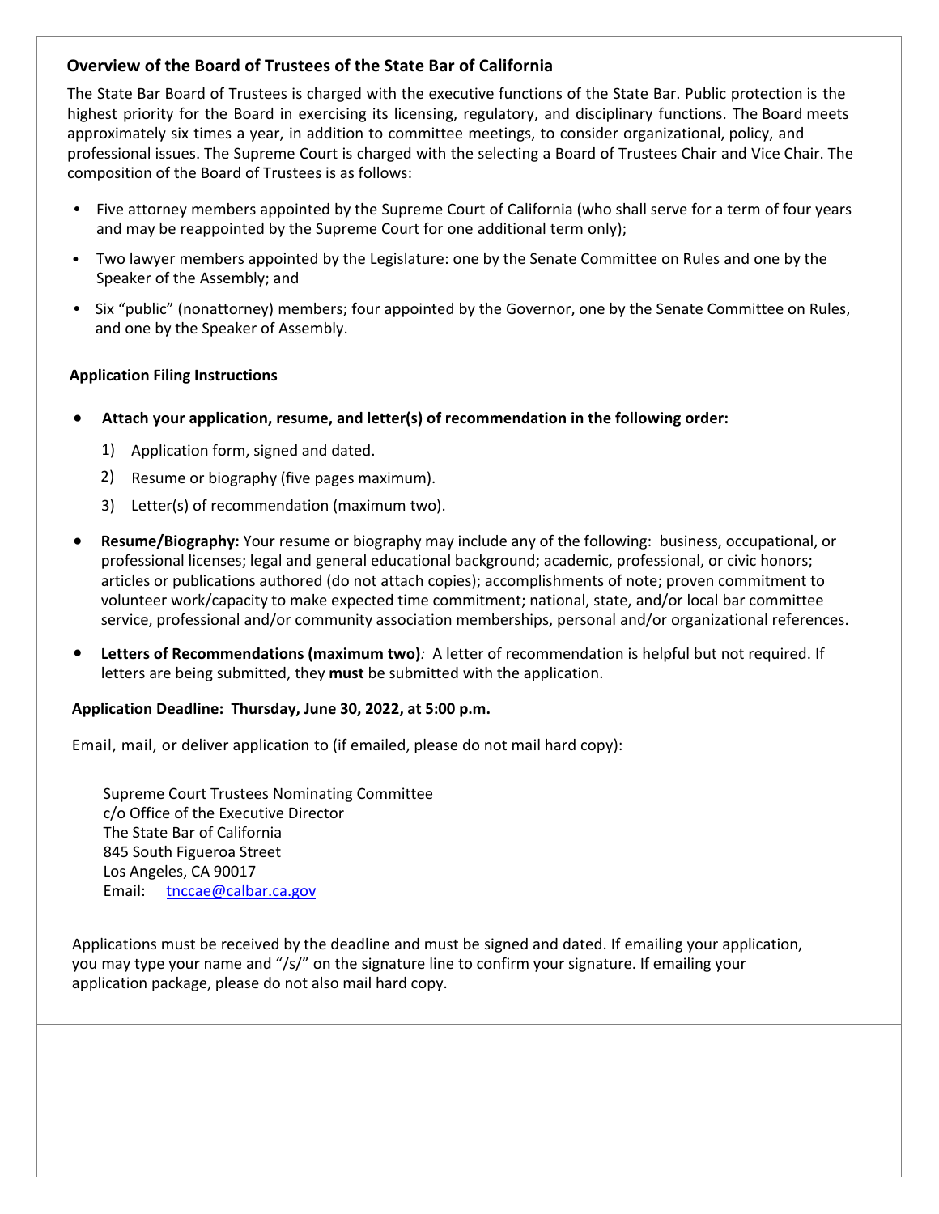### Overview of the Board of Trustees of the State Bar of California

The State Bar Board of Trustees is charged with the executive functions of the State Bar. Public protection is the highest priority for the Board in exercising its licensing, regulatory, and disciplinary functions. The Board meets approximately six times a year, in addition to committee meetings, to consider organizational, policy, and professional issues. The Supreme Court is charged with the selecting a Board of Trustees Chair and Vice Chair. The composition of the Board of Trustees is as follows:

- Five attorney members appointed by the Supreme Court of California (who shall serve for a term of four years and may be reappointed by the Supreme Court for one additional term only);
- Two lawyer members appointed by the Legislature: one by the Senate Committee on Rules and one by the Speaker of the Assembly; and
- Six "public" (nonattorney) members; four appointed by the Governor, one by the Senate Committee on Rules, and one by the Speaker of Assembly.

**Application Filing Instructions**

- **Attach your application, resume, and letter(s) of recommendation in the following order:**
  1) Application form, signed and dated.
  2) Resume or biography (five pages maximum).
  3) Letter(s) of recommendation (maximum two).
- **Resume/Biography:** Your resume or biography may include any of the following: business, occupational, or professional licenses; legal and general educational background; academic, professional, or civic honors; articles or publications authored (do not attach copies); accomplishments of note; proven commitment to volunteer work/capacity to make expected time commitment; national, state, and/or local bar committee service, professional and/or community association memberships, personal and/or organizational references.
- **Letters of Recommendations (maximum two)***:* A letter of recommendation is helpful but not required. If letters are being submitted, they **must** be submitted with the application.

**Application Deadline: Thursday, June 30, 2022, at 5:00 p.m.**

Email, mail, or deliver application to (if emailed, please do not mail hard copy):

Supreme Court Trustees Nominating Committee
c/o Office of the Executive Director
The State Bar of California
845 South Figueroa Street
Los Angeles, CA 90017
Email: tnccae@calbar.ca.gov

Applications must be received by the deadline and must be signed and dated. If emailing your application, you may type your name and "/s/" on the signature line to confirm your signature. If emailing your application package, please do not also mail hard copy.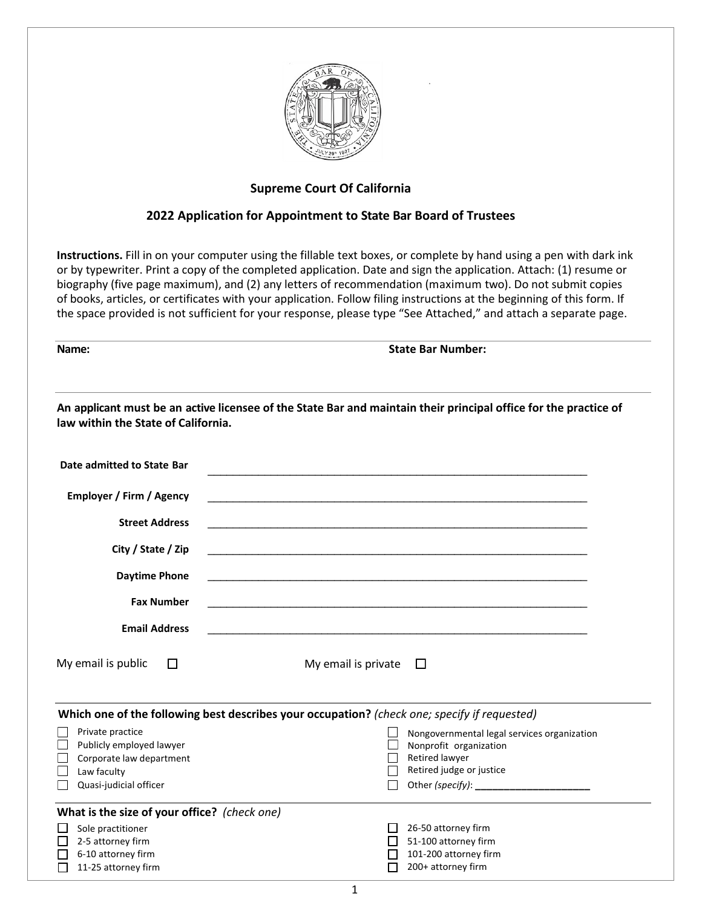## Supreme Court Of California

## 2022 Application for Appointment to State Bar Board of Trustees

**Instructions.** Fill in on your computer using the fillable text boxes, or complete by hand using a pen with dark ink or by typewriter. Print a copy of the completed application. Date and sign the application. Attach: (1) resume or biography (five page maximum), and (2) any letters of recommendation (maximum two). Do not submit copies of books, articles, or certificates with your application. Follow filing instructions at the beginning of this form. If the space provided is not sufficient for your response, please type "See Attached," and attach a separate page.

**Name:** **State Bar Number:**

**An applicant must be an active licensee of the State Bar and maintain their principal office for the practice of law within the State of California.**

**Date admitted to State Bar** ______________________________

**Employer / Firm / Agency** ______________________________

**Street Address** ______________________________

**City / State / Zip** ______________________________

**Daytime Phone** ______________________________

**Fax Number** ______________________________

**Email Address** ______________________________

My email is public ☐ My email is private ☐

**Which one of the following best describes your occupation?** *(check one; specify if requested)*

- ☐ Private practice
- ☐ Publicly employed lawyer
- ☐ Corporate law department
- ☐ Law faculty
- ☐ Quasi-judicial officer
- ☐ Nongovernmental legal services organization
- ☐ Nonprofit organization
- ☐ Retired lawyer
- ☐ Retired judge or justice
- ☐ Other *(specify)*: ____________________

**What is the size of your office?** *(check one)*

- ☐ Sole practitioner
- ☐ 2-5 attorney firm
- ☐ 6-10 attorney firm
- ☐ 11-25 attorney firm
- ☐ 26-50 attorney firm
- ☐ 51-100 attorney firm
- ☐ 101-200 attorney firm
- ☐ 200+ attorney firm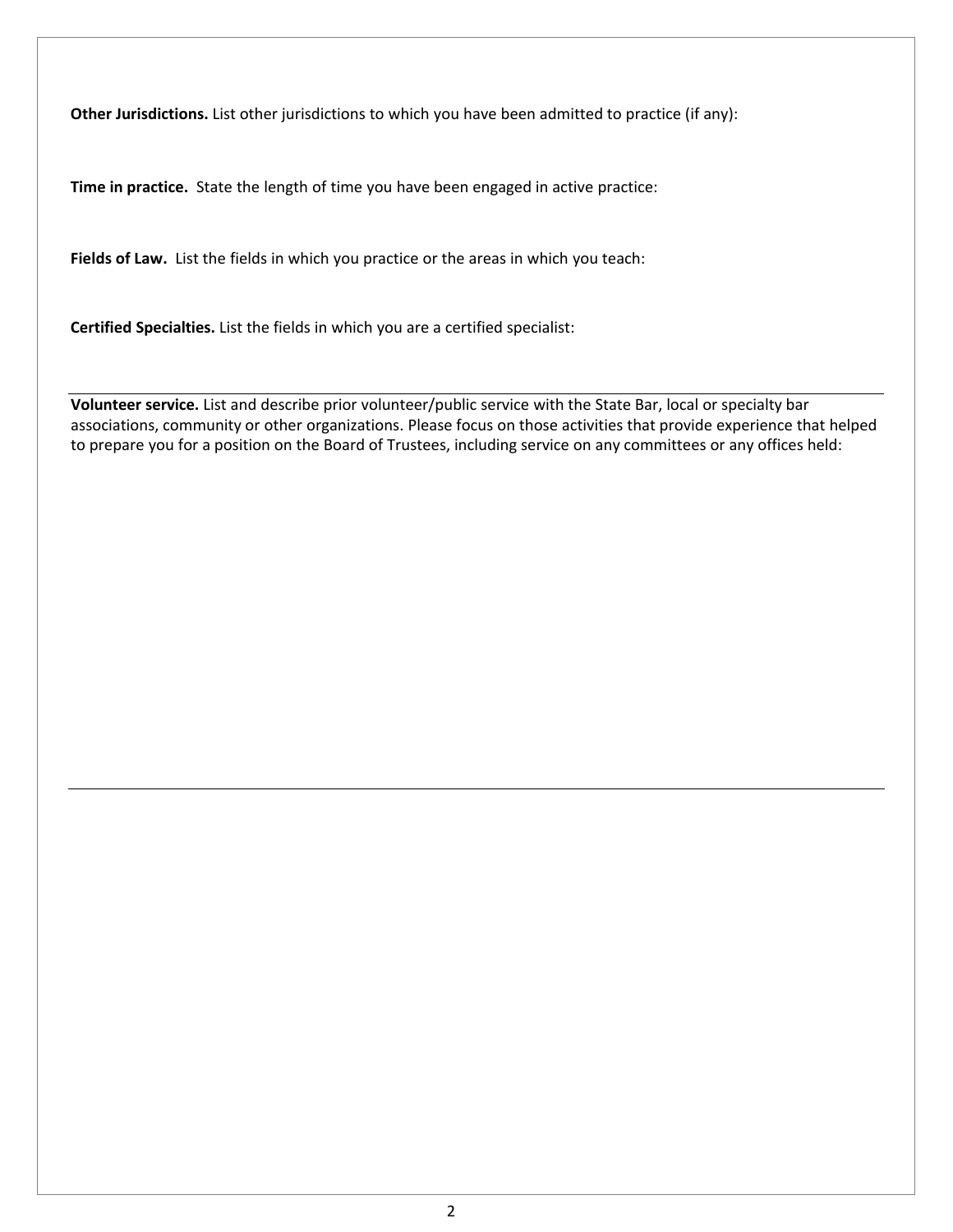**Other Jurisdictions.** List other jurisdictions to which you have been admitted to practice (if any):

**Time in practice.** State the length of time you have been engaged in active practice:

**Fields of Law.** List the fields in which you practice or the areas in which you teach:

**Certified Specialties.** List the fields in which you are a certified specialist:

---

**Volunteer service.** List and describe prior volunteer/public service with the State Bar, local or specialty bar associations, community or other organizations. Please focus on those activities that provide experience that helped to prepare you for a position on the Board of Trustees, including service on any committees or any offices held:

---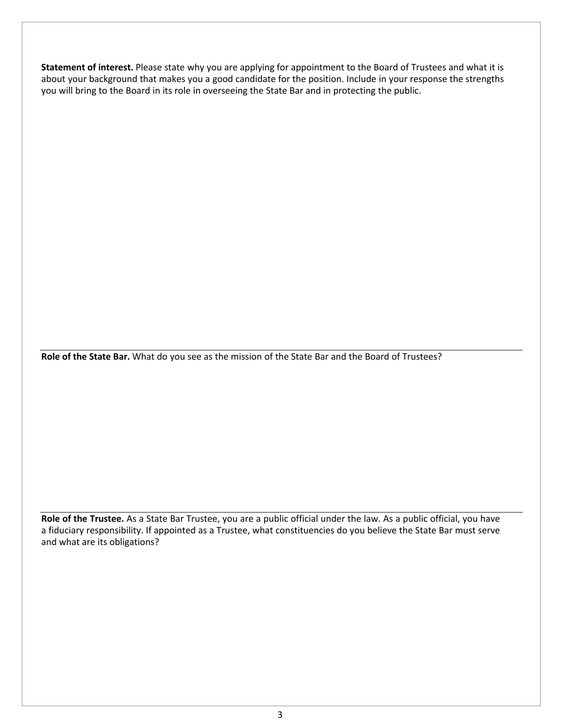**Statement of interest.** Please state why you are applying for appointment to the Board of Trustees and what it is about your background that makes you a good candidate for the position. Include in your response the strengths you will bring to the Board in its role in overseeing the State Bar and in protecting the public.

---

**Role of the State Bar.** What do you see as the mission of the State Bar and the Board of Trustees?

---

**Role of the Trustee.** As a State Bar Trustee, you are a public official under the law. As a public official, you have a fiduciary responsibility. If appointed as a Trustee, what constituencies do you believe the State Bar must serve and what are its obligations?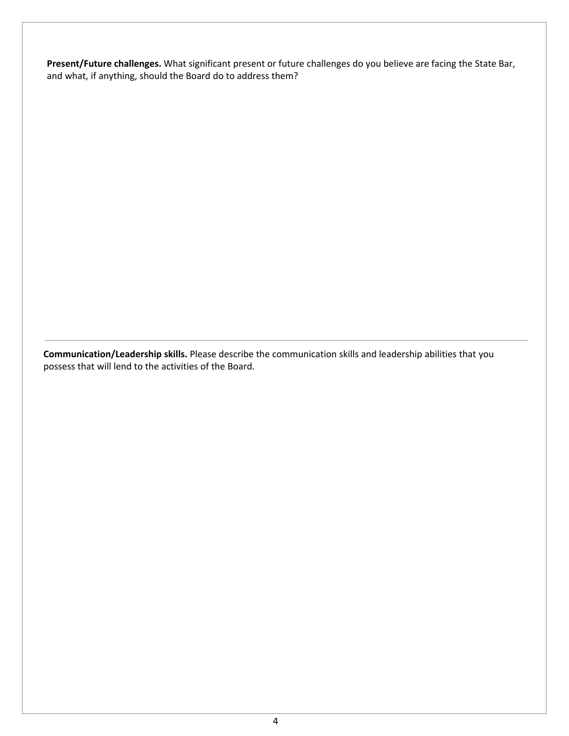**Present/Future challenges.** What significant present or future challenges do you believe are facing the State Bar, and what, if anything, should the Board do to address them?

---

**Communication/Leadership skills.** Please describe the communication skills and leadership abilities that you possess that will lend to the activities of the Board.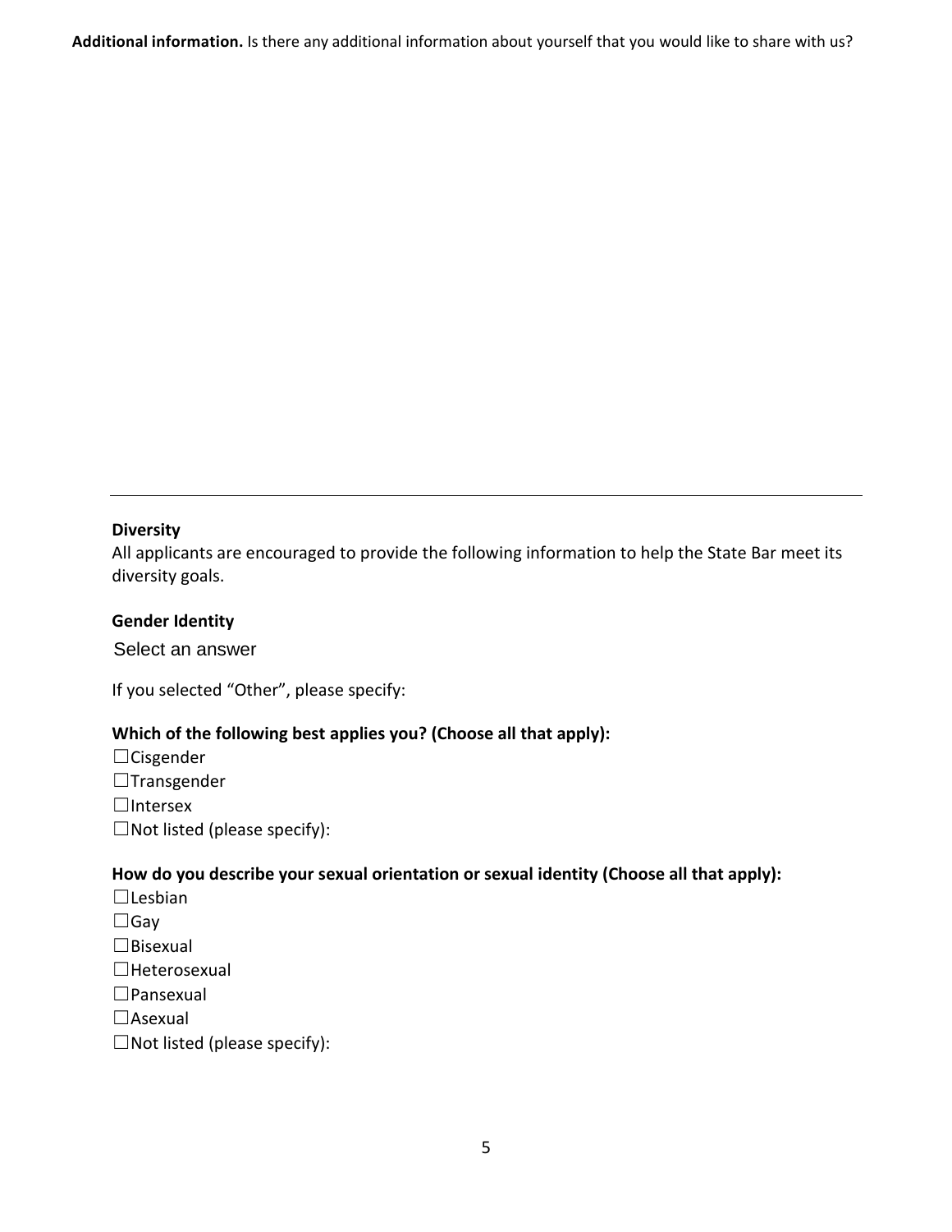**Additional information.** Is there any additional information about yourself that you would like to share with us?

---

**Diversity**

All applicants are encouraged to provide the following information to help the State Bar meet its diversity goals.

**Gender Identity**

Select an answer

If you selected "Other", please specify:

**Which of the following best applies you? (Choose all that apply):**

☐Cisgender
☐Transgender
☐Intersex
☐Not listed (please specify):

**How do you describe your sexual orientation or sexual identity (Choose all that apply):**

☐Lesbian
☐Gay
☐Bisexual
☐Heterosexual
☐Pansexual
☐Asexual
☐Not listed (please specify):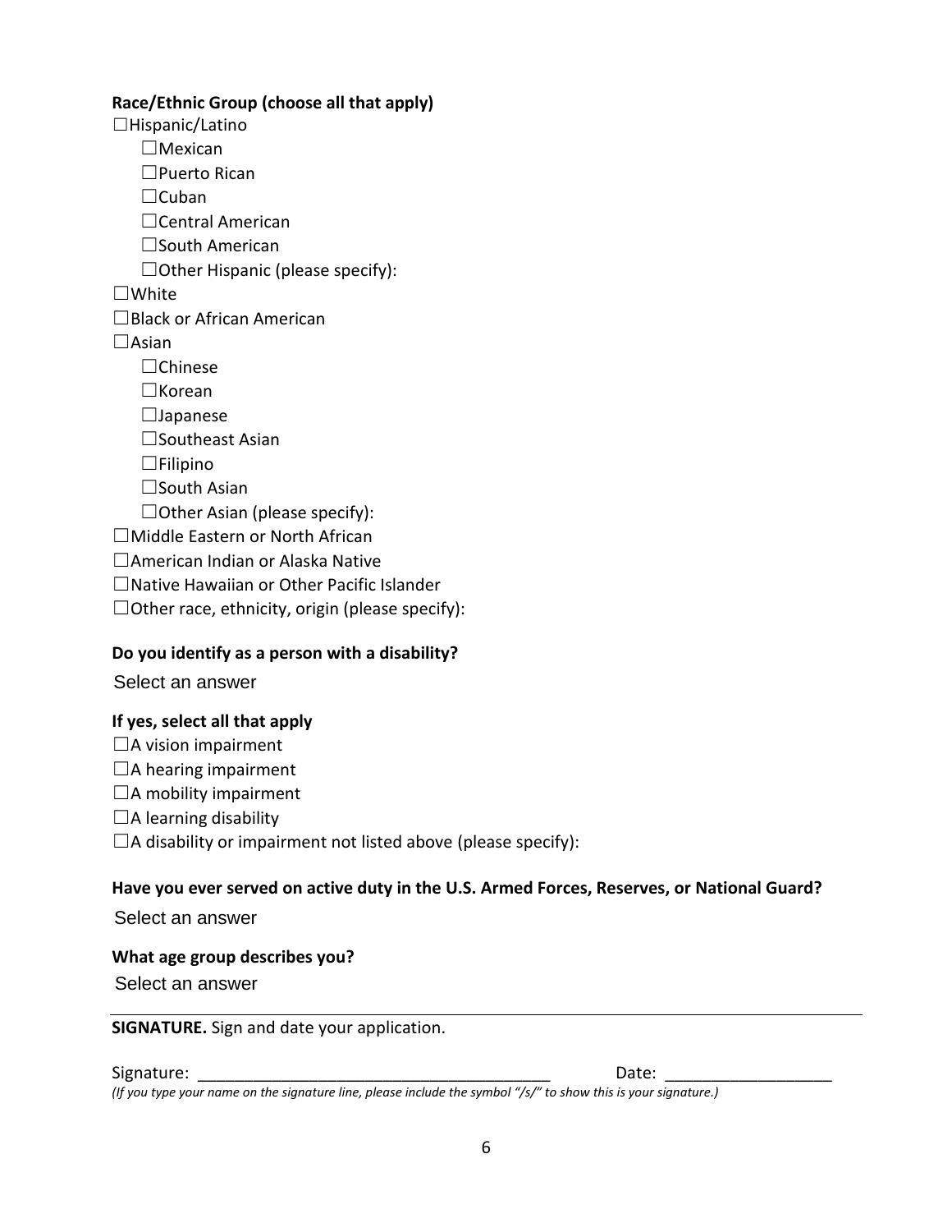**Race/Ethnic Group (choose all that apply)**

☐Hispanic/Latino

  ☐Mexican

  ☐Puerto Rican

  ☐Cuban

  ☐Central American

  ☐South American

  ☐Other Hispanic (please specify):

☐White

☐Black or African American

☐Asian

  ☐Chinese

  ☐Korean

  ☐Japanese

  ☐Southeast Asian

  ☐Filipino

  ☐South Asian

  ☐Other Asian (please specify):

☐Middle Eastern or North African

☐American Indian or Alaska Native

☐Native Hawaiian or Other Pacific Islander

☐Other race, ethnicity, origin (please specify):

**Do you identify as a person with a disability?**

Select an answer

**If yes, select all that apply**

☐A vision impairment

☐A hearing impairment

☐A mobility impairment

☐A learning disability

☐A disability or impairment not listed above (please specify):

**Have you ever served on active duty in the U.S. Armed Forces, Reserves, or National Guard?**

Select an answer

**What age group describes you?**

Select an answer

---

**SIGNATURE.** Sign and date your application.

Signature: ________________________________________ Date: __________________

*(If you type your name on the signature line, please include the symbol "/s/" to show this is your signature.)*